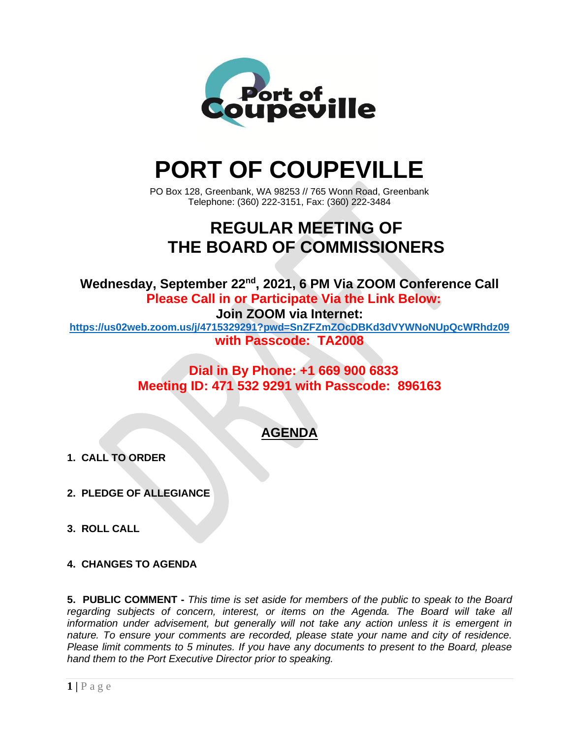# PORT OF COUPEVILLE

PO Box 128, Greenbank, WA 98253 // 765 Wonn Road, Greenbank
Telephone: (360) 222-3151, Fax: (360) 222-3484

## REGULAR MEETING OF THE BOARD OF COMMISSIONERS

**Wednesday, September 22nd, 2021, 6 PM Via ZOOM Conference Call**

**Please Call in or Participate Via the Link Below:**

**Join ZOOM via Internet:**

**https://us02web.zoom.us/j/4715329291?pwd=SnZFZmZOcDBKd3dVYWNoNUpQcWRhdz09**

**with Passcode: TA2008**

**Dial in By Phone: +1 669 900 6833**

**Meeting ID: 471 532 9291 with Passcode: 896163**

## AGENDA

**1. CALL TO ORDER**

**2. PLEDGE OF ALLEGIANCE**

**3. ROLL CALL**

**4. CHANGES TO AGENDA**

**5. PUBLIC COMMENT -** *This time is set aside for members of the public to speak to the Board regarding subjects of concern, interest, or items on the Agenda. The Board will take all information under advisement, but generally will not take any action unless it is emergent in nature. To ensure your comments are recorded, please state your name and city of residence. Please limit comments to 5 minutes. If you have any documents to present to the Board, please hand them to the Port Executive Director prior to speaking.*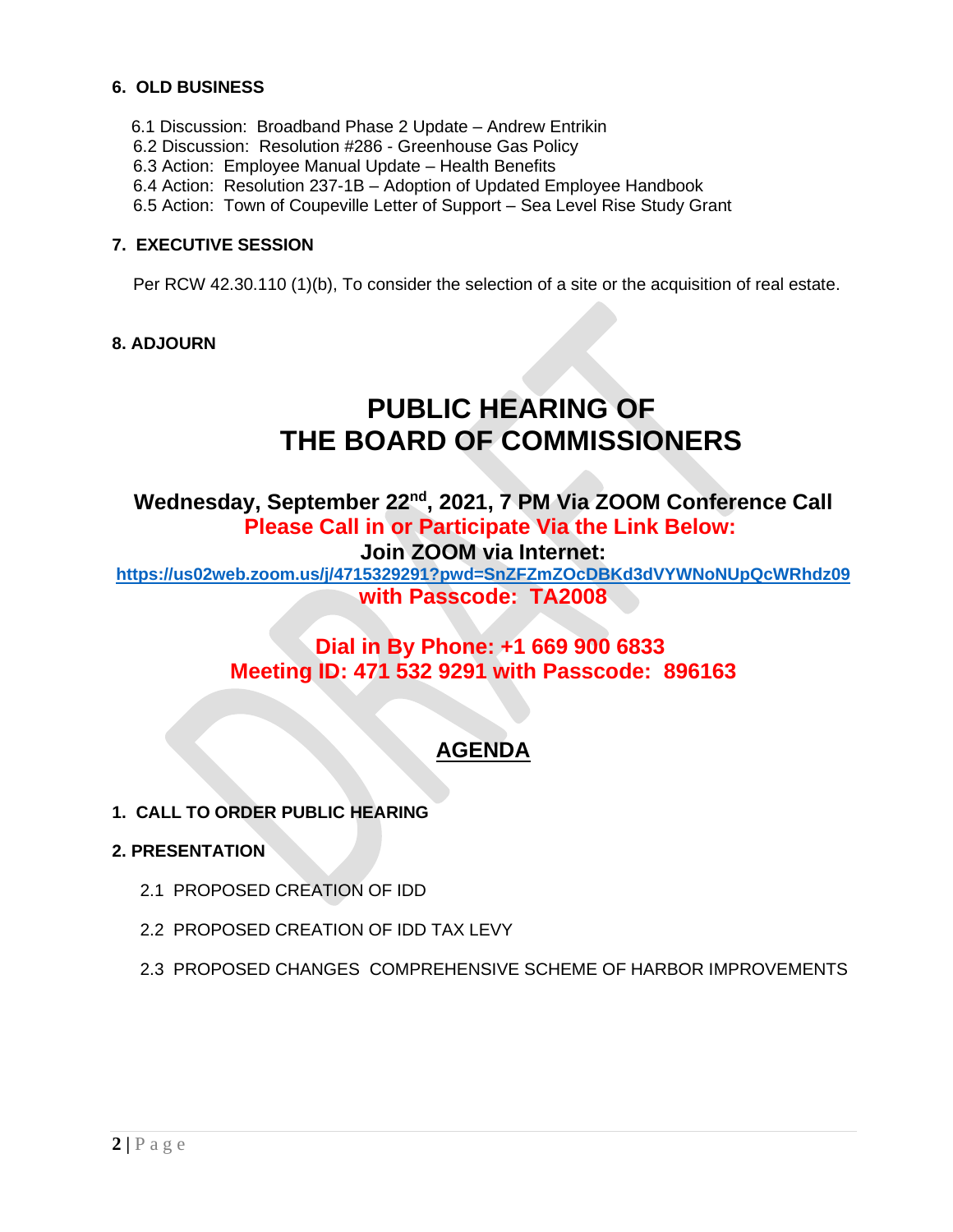**6. OLD BUSINESS**

6.1 Discussion: Broadband Phase 2 Update – Andrew Entrikin
6.2 Discussion: Resolution #286 - Greenhouse Gas Policy
6.3 Action: Employee Manual Update – Health Benefits
6.4 Action: Resolution 237-1B – Adoption of Updated Employee Handbook
6.5 Action: Town of Coupeville Letter of Support – Sea Level Rise Study Grant

**7. EXECUTIVE SESSION**

Per RCW 42.30.110 (1)(b), To consider the selection of a site or the acquisition of real estate.

**8. ADJOURN**

# PUBLIC HEARING OF THE BOARD OF COMMISSIONERS

**Wednesday, September 22nd, 2021, 7 PM Via ZOOM Conference Call**

**Please Call in or Participate Via the Link Below:**

**Join ZOOM via Internet:**

**https://us02web.zoom.us/j/4715329291?pwd=SnZFZmZOcDBKd3dVYWNoNUpQcWRhdz09**

**with Passcode: TA2008**

**Dial in By Phone: +1 669 900 6833**

**Meeting ID: 471 532 9291 with Passcode: 896163**

## AGENDA

**1. CALL TO ORDER PUBLIC HEARING**

**2. PRESENTATION**

2.1 PROPOSED CREATION OF IDD

2.2 PROPOSED CREATION OF IDD TAX LEVY

2.3 PROPOSED CHANGES COMPREHENSIVE SCHEME OF HARBOR IMPROVEMENTS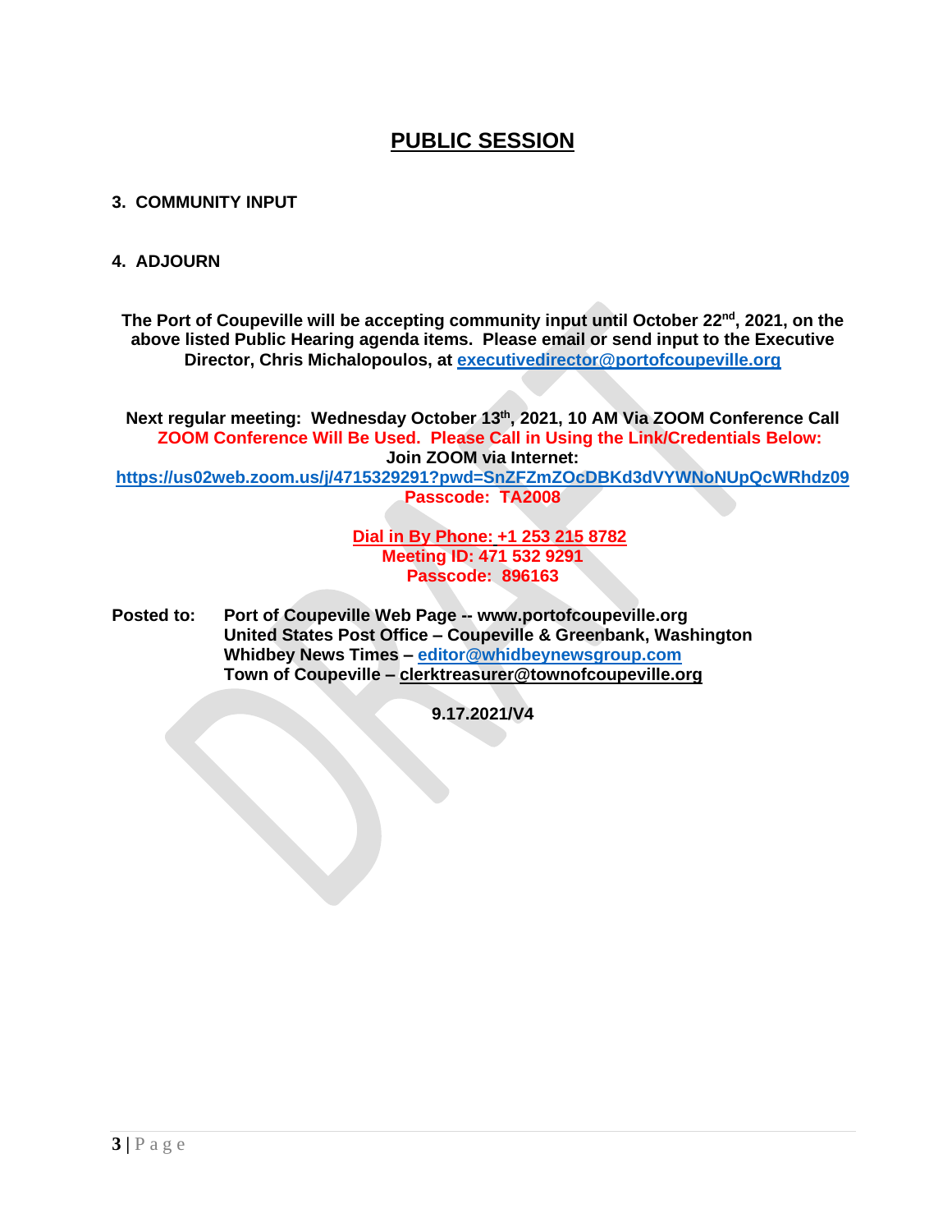# PUBLIC SESSION

**3. COMMUNITY INPUT**

**4. ADJOURN**

**The Port of Coupeville will be accepting community input until October 22nd, 2021, on the above listed Public Hearing agenda items. Please email or send input to the Executive Director, Chris Michalopoulos, at executivedirector@portofcoupeville.org**

**Next regular meeting: Wednesday October 13th, 2021, 10 AM Via ZOOM Conference Call**
**ZOOM Conference Will Be Used. Please Call in Using the Link/Credentials Below:**
**Join ZOOM via Internet:**
**https://us02web.zoom.us/j/4715329291?pwd=SnZFZmZOcDBKd3dVYWNoNUpQcWRhdz09**
**Passcode: TA2008**

**Dial in By Phone: +1 253 215 8782**
**Meeting ID: 471 532 9291**
**Passcode: 896163**

**Posted to:** **Port of Coupeville Web Page -- www.portofcoupeville.org**
**United States Post Office – Coupeville & Greenbank, Washington**
**Whidbey News Times – editor@whidbeynewsgroup.com**
**Town of Coupeville – clerktreasurer@townofcoupeville.org**

**9.17.2021/V4**